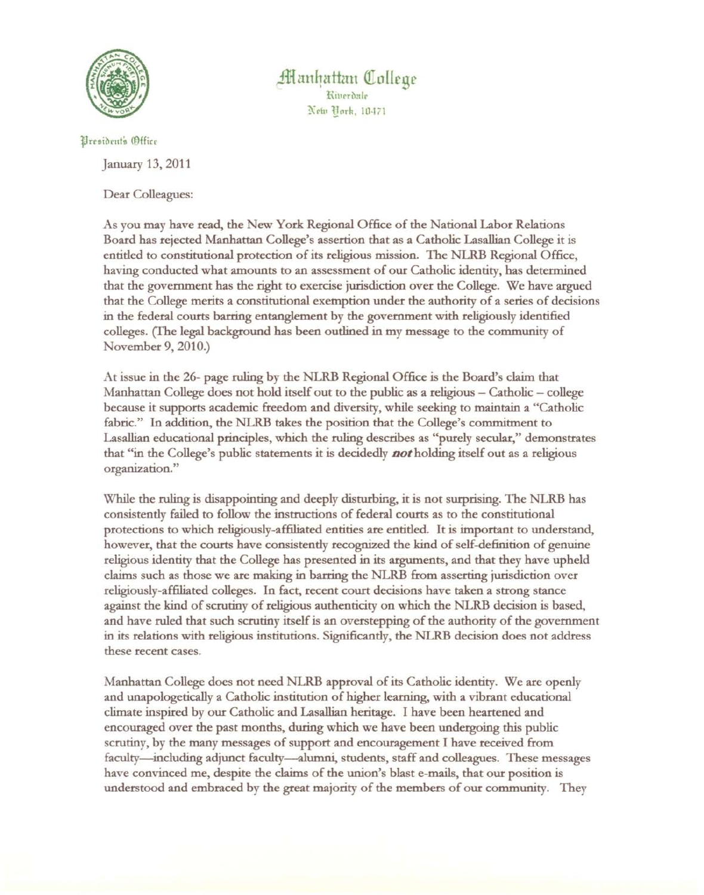Manhattan College
Riverdale
New York, 10471

President's Office

January 13, 2011

Dear Colleagues:

As you may have read, the New York Regional Office of the National Labor Relations Board has rejected Manhattan College's assertion that as a Catholic Lasallian College it is entitled to constitutional protection of its religious mission. The NLRB Regional Office, having conducted what amounts to an assessment of our Catholic identity, has determined that the government has the right to exercise jurisdiction over the College. We have argued that the College merits a constitutional exemption under the authority of a series of decisions in the federal courts barring entanglement by the government with religiously identified colleges. (The legal background has been outlined in my message to the community of November 9, 2010.)

At issue in the 26- page ruling by the NLRB Regional Office is the Board's claim that Manhattan College does not hold itself out to the public as a religious – Catholic – college because it supports academic freedom and diversity, while seeking to maintain a "Catholic fabric." In addition, the NLRB takes the position that the College's commitment to Lasallian educational principles, which the ruling describes as "purely secular," demonstrates that "in the College's public statements it is decidedly ***not*** holding itself out as a religious organization."

While the ruling is disappointing and deeply disturbing, it is not surprising. The NLRB has consistently failed to follow the instructions of federal courts as to the constitutional protections to which religiously-affiliated entities are entitled. It is important to understand, however, that the courts have consistently recognized the kind of self-definition of genuine religious identity that the College has presented in its arguments, and that they have upheld claims such as those we are making in barring the NLRB from asserting jurisdiction over religiously-affiliated colleges. In fact, recent court decisions have taken a strong stance against the kind of scrutiny of religious authenticity on which the NLRB decision is based, and have ruled that such scrutiny itself is an overstepping of the authority of the government in its relations with religious institutions. Significantly, the NLRB decision does not address these recent cases.

Manhattan College does not need NLRB approval of its Catholic identity. We are openly and unapologetically a Catholic institution of higher learning, with a vibrant educational climate inspired by our Catholic and Lasallian heritage. I have been heartened and encouraged over the past months, during which we have been undergoing this public scrutiny, by the many messages of support and encouragement I have received from faculty—including adjunct faculty—alumni, students, staff and colleagues. These messages have convinced me, despite the claims of the union's blast e-mails, that our position is understood and embraced by the great majority of the members of our community. They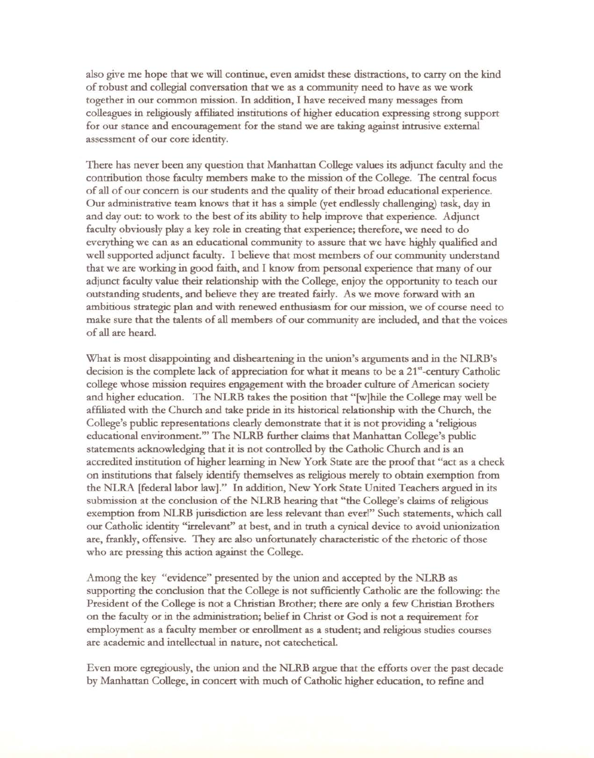also give me hope that we will continue, even amidst these distractions, to carry on the kind of robust and collegial conversation that we as a community need to have as we work together in our common mission. In addition, I have received many messages from colleagues in religiously affiliated institutions of higher education expressing strong support for our stance and encouragement for the stand we are taking against intrusive external assessment of our core identity.

There has never been any question that Manhattan College values its adjunct faculty and the contribution those faculty members make to the mission of the College. The central focus of all of our concern is our students and the quality of their broad educational experience. Our administrative team knows that it has a simple (yet endlessly challenging) task, day in and day out: to work to the best of its ability to help improve that experience. Adjunct faculty obviously play a key role in creating that experience; therefore, we need to do everything we can as an educational community to assure that we have highly qualified and well supported adjunct faculty. I believe that most members of our community understand that we are working in good faith, and I know from personal experience that many of our adjunct faculty value their relationship with the College, enjoy the opportunity to teach our outstanding students, and believe they are treated fairly. As we move forward with an ambitious strategic plan and with renewed enthusiasm for our mission, we of course need to make sure that the talents of all members of our community are included, and that the voices of all are heard.

What is most disappointing and disheartening in the union's arguments and in the NLRB's decision is the complete lack of appreciation for what it means to be a 21st-century Catholic college whose mission requires engagement with the broader culture of American society and higher education. The NLRB takes the position that "[w]hile the College may well be affiliated with the Church and take pride in its historical relationship with the Church, the College's public representations clearly demonstrate that it is not providing a 'religious educational environment.'" The NLRB further claims that Manhattan College's public statements acknowledging that it is not controlled by the Catholic Church and is an accredited institution of higher learning in New York State are the proof that "act as a check on institutions that falsely identify themselves as religious merely to obtain exemption from the NLRA [federal labor law]." In addition, New York State United Teachers argued in its submission at the conclusion of the NLRB hearing that "the College's claims of religious exemption from NLRB jurisdiction are less relevant than ever!" Such statements, which call our Catholic identity "irrelevant" at best, and in truth a cynical device to avoid unionization are, frankly, offensive. They are also unfortunately characteristic of the rhetoric of those who are pressing this action against the College.

Among the key "evidence" presented by the union and accepted by the NLRB as supporting the conclusion that the College is not sufficiently Catholic are the following: the President of the College is not a Christian Brother; there are only a few Christian Brothers on the faculty or in the administration; belief in Christ or God is not a requirement for employment as a faculty member or enrollment as a student; and religious studies courses are academic and intellectual in nature, not catechetical.

Even more egregiously, the union and the NLRB argue that the efforts over the past decade by Manhattan College, in concert with much of Catholic higher education, to refine and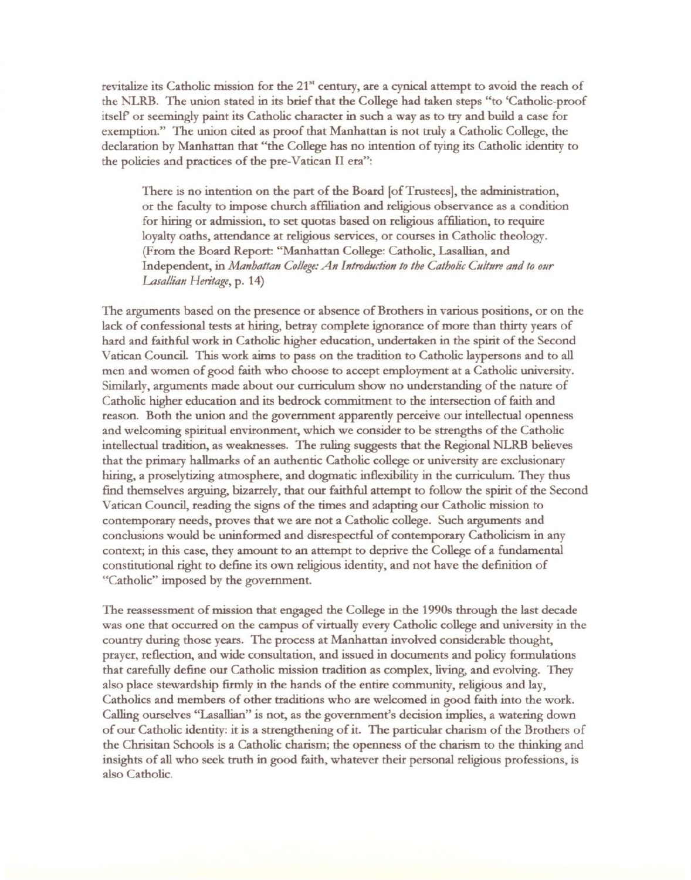revitalize its Catholic mission for the 21st century, are a cynical attempt to avoid the reach of the NLRB. The union stated in its brief that the College had taken steps "to 'Catholic-proof itself' or seemingly paint its Catholic character in such a way as to try and build a case for exemption." The union cited as proof that Manhattan is not truly a Catholic College, the declaration by Manhattan that "the College has no intention of tying its Catholic identity to the policies and practices of the pre-Vatican II era":

> There is no intention on the part of the Board [of Trustees], the administration, or the faculty to impose church affiliation and religious observance as a condition for hiring or admission, to set quotas based on religious affiliation, to require loyalty oaths, attendance at religious services, or courses in Catholic theology. (From the Board Report: "Manhattan College: Catholic, Lasallian, and Independent, in *Manhattan College: An Introduction to the Catholic Culture and to our Lasallian Heritage*, p. 14)

The arguments based on the presence or absence of Brothers in various positions, or on the lack of confessional tests at hiring, betray complete ignorance of more than thirty years of hard and faithful work in Catholic higher education, undertaken in the spirit of the Second Vatican Council. This work aims to pass on the tradition to Catholic laypersons and to all men and women of good faith who choose to accept employment at a Catholic university. Similarly, arguments made about our curriculum show no understanding of the nature of Catholic higher education and its bedrock commitment to the intersection of faith and reason. Both the union and the government apparently perceive our intellectual openness and welcoming spiritual environment, which we consider to be strengths of the Catholic intellectual tradition, as weaknesses. The ruling suggests that the Regional NLRB believes that the primary hallmarks of an authentic Catholic college or university are exclusionary hiring, a proselytizing atmosphere, and dogmatic inflexibility in the curriculum. They thus find themselves arguing, bizarrely, that our faithful attempt to follow the spirit of the Second Vatican Council, reading the signs of the times and adapting our Catholic mission to contemporary needs, proves that we are not a Catholic college. Such arguments and conclusions would be uninformed and disrespectful of contemporary Catholicism in any context; in this case, they amount to an attempt to deprive the College of a fundamental constitutional right to define its own religious identity, and not have the definition of "Catholic" imposed by the government.

The reassessment of mission that engaged the College in the 1990s through the last decade was one that occurred on the campus of virtually every Catholic college and university in the country during those years. The process at Manhattan involved considerable thought, prayer, reflection, and wide consultation, and issued in documents and policy formulations that carefully define our Catholic mission tradition as complex, living, and evolving. They also place stewardship firmly in the hands of the entire community, religious and lay, Catholics and members of other traditions who are welcomed in good faith into the work. Calling ourselves "Lasallian" is not, as the government's decision implies, a watering down of our Catholic identity: it is a strengthening of it. The particular charism of the Brothers of the Chrisitan Schools is a Catholic charism; the openness of the charism to the thinking and insights of all who seek truth in good faith, whatever their personal religious professions, is also Catholic.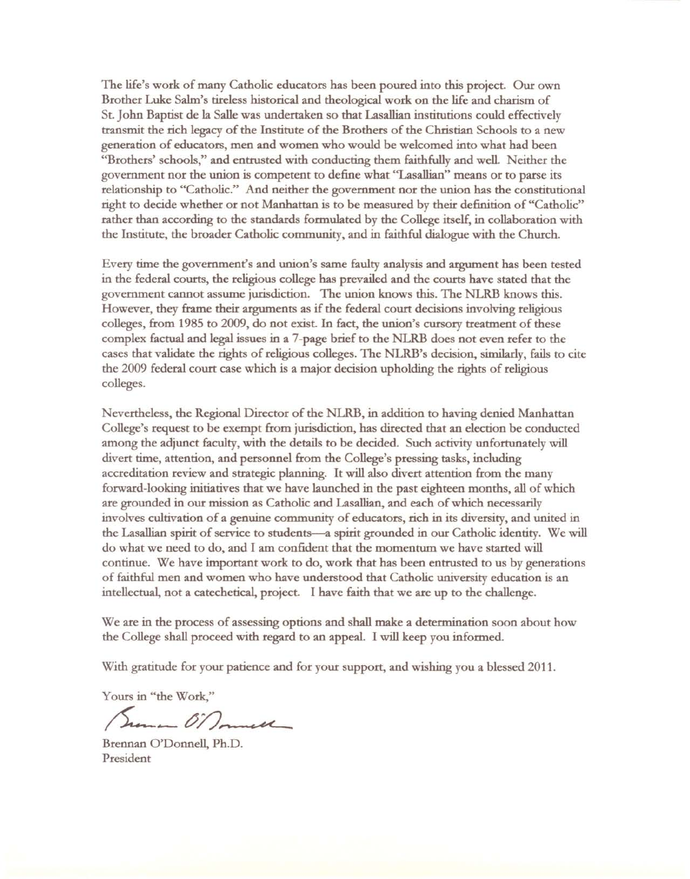The life's work of many Catholic educators has been poured into this project. Our own Brother Luke Salm's tireless historical and theological work on the life and charism of St. John Baptist de la Salle was undertaken so that Lasallian institutions could effectively transmit the rich legacy of the Institute of the Brothers of the Christian Schools to a new generation of educators, men and women who would be welcomed into what had been "Brothers' schools," and entrusted with conducting them faithfully and well. Neither the government nor the union is competent to define what "Lasallian" means or to parse its relationship to "Catholic." And neither the government nor the union has the constitutional right to decide whether or not Manhattan is to be measured by their definition of "Catholic" rather than according to the standards formulated by the College itself, in collaboration with the Institute, the broader Catholic community, and in faithful dialogue with the Church.

Every time the government's and union's same faulty analysis and argument has been tested in the federal courts, the religious college has prevailed and the courts have stated that the government cannot assume jurisdiction. The union knows this. The NLRB knows this. However, they frame their arguments as if the federal court decisions involving religious colleges, from 1985 to 2009, do not exist. In fact, the union's cursory treatment of these complex factual and legal issues in a 7-page brief to the NLRB does not even refer to the cases that validate the rights of religious colleges. The NLRB's decision, similarly, fails to cite the 2009 federal court case which is a major decision upholding the rights of religious colleges.

Nevertheless, the Regional Director of the NLRB, in addition to having denied Manhattan College's request to be exempt from jurisdiction, has directed that an election be conducted among the adjunct faculty, with the details to be decided. Such activity unfortunately will divert time, attention, and personnel from the College's pressing tasks, including accreditation review and strategic planning. It will also divert attention from the many forward-looking initiatives that we have launched in the past eighteen months, all of which are grounded in our mission as Catholic and Lasallian, and each of which necessarily involves cultivation of a genuine community of educators, rich in its diversity, and united in the Lasallian spirit of service to students—a spirit grounded in our Catholic identity. We will do what we need to do, and I am confident that the momentum we have started will continue. We have important work to do, work that has been entrusted to us by generations of faithful men and women who have understood that Catholic university education is an intellectual, not a catechetical, project. I have faith that we are up to the challenge.

We are in the process of assessing options and shall make a determination soon about how the College shall proceed with regard to an appeal. I will keep you informed.

With gratitude for your patience and for your support, and wishing you a blessed 2011.

Yours in "the Work,"

Brennan O'Donnell, Ph.D.
President